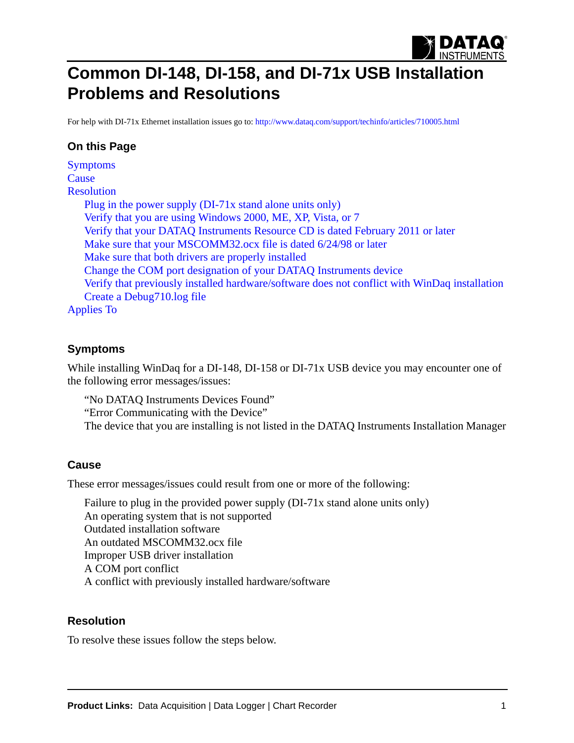# Common DI-148, DI-158, and DI-71x USB Installation Problems and Resolutions

For help with DI-71x Ethernet installation issues go to: http://www.dataq.com/support/techinfo/articles/710005.html

### On this Page

- Symptoms
- Cause
- Resolution
  - Plug in the power supply (DI-71x stand alone units only)
  - Verify that you are using Windows 2000, ME, XP, Vista, or 7
  - Verify that your DATAQ Instruments Resource CD is dated February 2011 or later
  - Make sure that your MSCOMM32.ocx file is dated 6/24/98 or later
  - Make sure that both drivers are properly installed
  - Change the COM port designation of your DATAQ Instruments device
  - Verify that previously installed hardware/software does not conflict with WinDaq installation
  - Create a Debug710.log file
- Applies To

### Symptoms

While installing WinDaq for a DI-148, DI-158 or DI-71x USB device you may encounter one of the following error messages/issues:

- "No DATAQ Instruments Devices Found"
- "Error Communicating with the Device"
- The device that you are installing is not listed in the DATAQ Instruments Installation Manager

### Cause

These error messages/issues could result from one or more of the following:

- Failure to plug in the provided power supply (DI-71x stand alone units only)
- An operating system that is not supported
- Outdated installation software
- An outdated MSCOMM32.ocx file
- Improper USB driver installation
- A COM port conflict
- A conflict with previously installed hardware/software

### Resolution

To resolve these issues follow the steps below.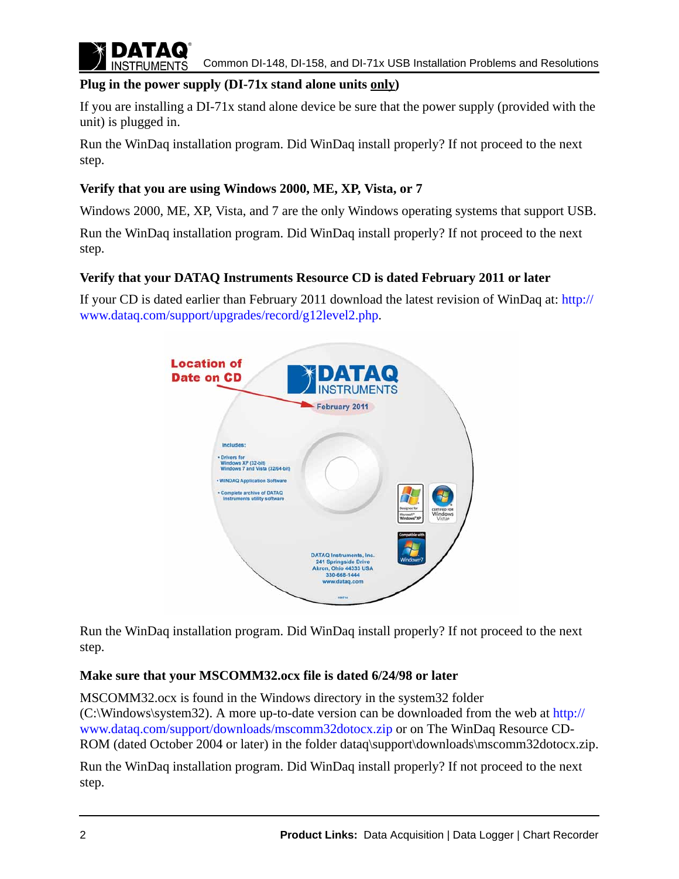### Plug in the power supply (DI-71x stand alone units only)

If you are installing a DI-71x stand alone device be sure that the power supply (provided with the unit) is plugged in.

Run the WinDaq installation program. Did WinDaq install properly? If not proceed to the next step.

### Verify that you are using Windows 2000, ME, XP, Vista, or 7

Windows 2000, ME, XP, Vista, and 7 are the only Windows operating systems that support USB.

Run the WinDaq installation program. Did WinDaq install properly? If not proceed to the next step.

### Verify that your DATAQ Instruments Resource CD is dated February 2011 or later

If your CD is dated earlier than February 2011 download the latest revision of WinDaq at: http://www.dataq.com/support/upgrades/record/g12level2.php.

Run the WinDaq installation program. Did WinDaq install properly? If not proceed to the next step.

### Make sure that your MSCOMM32.ocx file is dated 6/24/98 or later

MSCOMM32.ocx is found in the Windows directory in the system32 folder (C:\Windows\system32). A more up-to-date version can be downloaded from the web at http://www.dataq.com/support/downloads/mscomm32dotocx.zip or on The WinDaq Resource CD-ROM (dated October 2004 or later) in the folder dataq\support\downloads\mscomm32dotocx.zip.

Run the WinDaq installation program. Did WinDaq install properly? If not proceed to the next step.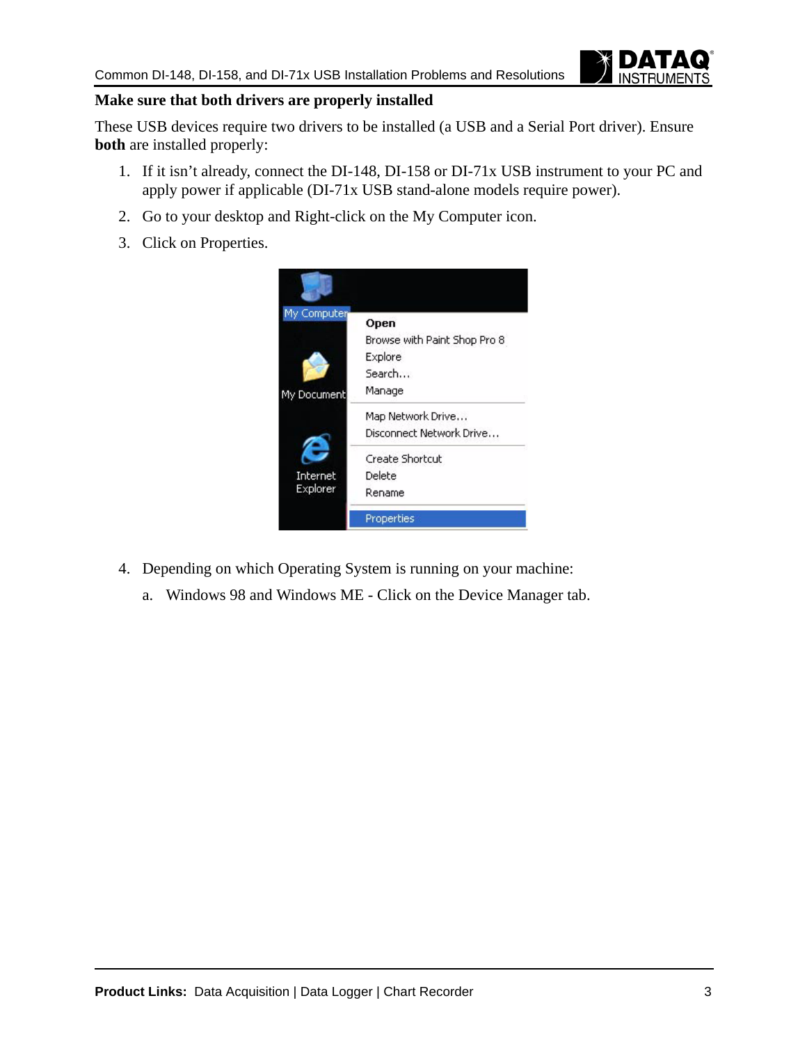## Make sure that both drivers are properly installed

These USB devices require two drivers to be installed (a USB and a Serial Port driver). Ensure **both** are installed properly:

1. If it isn't already, connect the DI-148, DI-158 or DI-71x USB instrument to your PC and apply power if applicable (DI-71x USB stand-alone models require power).
2. Go to your desktop and Right-click on the My Computer icon.
3. Click on Properties.
4. Depending on which Operating System is running on your machine:
   a. Windows 98 and Windows ME - Click on the Device Manager tab.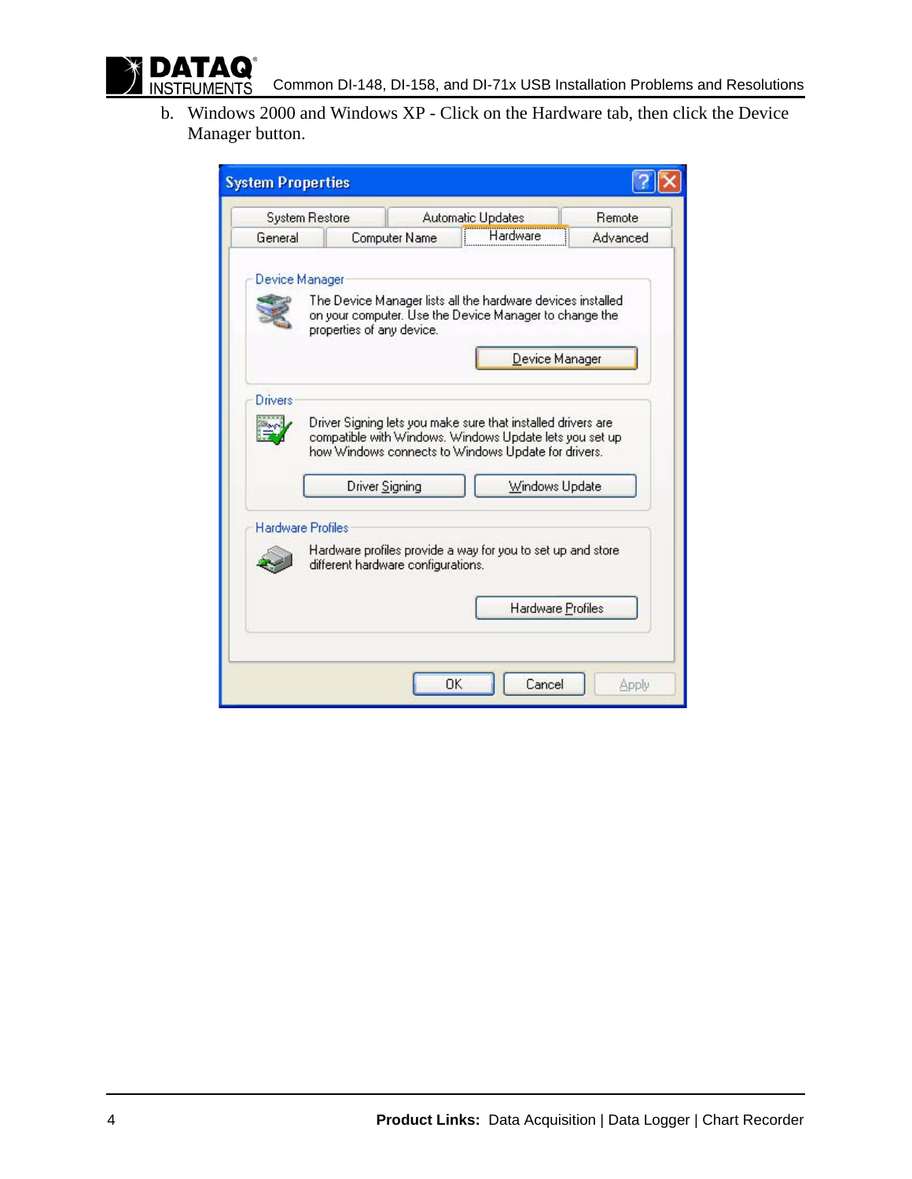b. Windows 2000 and Windows XP - Click on the Hardware tab, then click the Device Manager button.

**Product Links:** Data Acquisition | Data Logger | Chart Recorder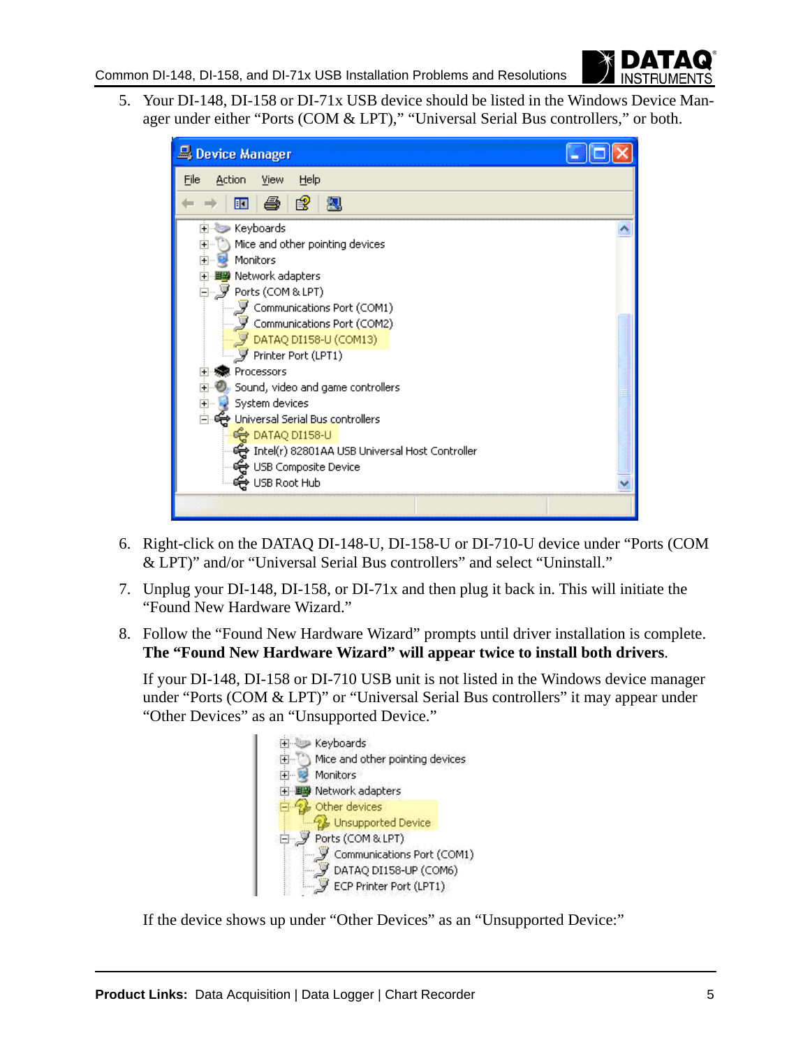5. Your DI-148, DI-158 or DI-71x USB device should be listed in the Windows Device Manager under either “Ports (COM & LPT),” “Universal Serial Bus controllers,” or both.

6. Right-click on the DATAQ DI-148-U, DI-158-U or DI-710-U device under “Ports (COM & LPT)” and/or “Universal Serial Bus controllers” and select “Uninstall.”

7. Unplug your DI-148, DI-158, or DI-71x and then plug it back in. This will initiate the “Found New Hardware Wizard.”

8. Follow the “Found New Hardware Wizard” prompts until driver installation is complete. **The “Found New Hardware Wizard” will appear twice to install both drivers**.

   If your DI-148, DI-158 or DI-710 USB unit is not listed in the Windows device manager under “Ports (COM & LPT)” or “Universal Serial Bus controllers” it may appear under “Other Devices” as an “Unsupported Device.”

   If the device shows up under “Other Devices” as an “Unsupported Device:”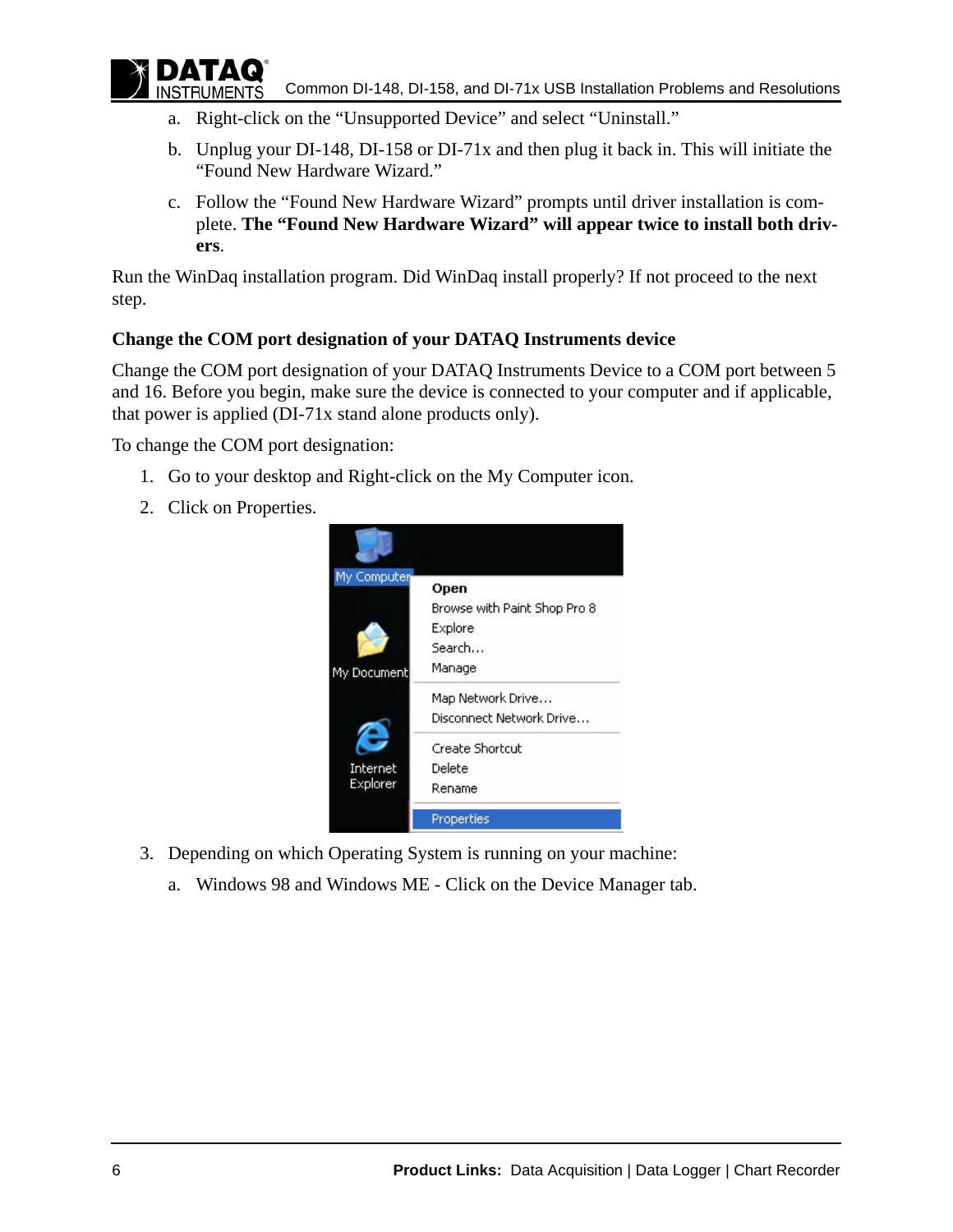a. Right-click on the “Unsupported Device” and select “Uninstall.”

b. Unplug your DI-148, DI-158 or DI-71x and then plug it back in. This will initiate the “Found New Hardware Wizard.”

c. Follow the “Found New Hardware Wizard” prompts until driver installation is complete. **The “Found New Hardware Wizard” will appear twice to install both drivers**.

Run the WinDaq installation program. Did WinDaq install properly? If not proceed to the next step.

### Change the COM port designation of your DATAQ Instruments device

Change the COM port designation of your DATAQ Instruments Device to a COM port between 5 and 16. Before you begin, make sure the device is connected to your computer and if applicable, that power is applied (DI-71x stand alone products only).

To change the COM port designation:

1. Go to your desktop and Right-click on the My Computer icon.
2. Click on Properties.
3. Depending on which Operating System is running on your machine:

   a. Windows 98 and Windows ME - Click on the Device Manager tab.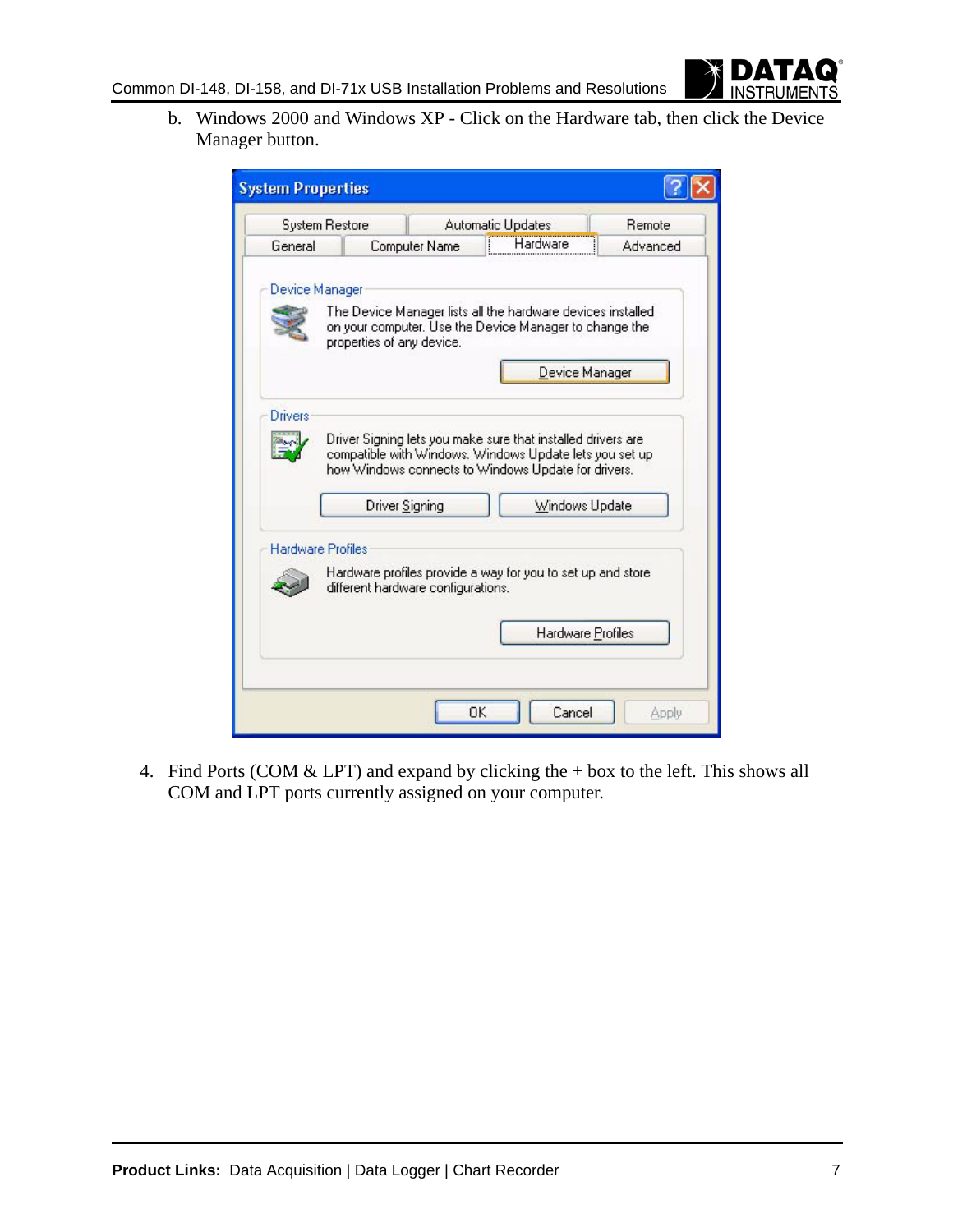b. Windows 2000 and Windows XP - Click on the Hardware tab, then click the Device Manager button.

4. Find Ports (COM & LPT) and expand by clicking the + box to the left. This shows all COM and LPT ports currently assigned on your computer.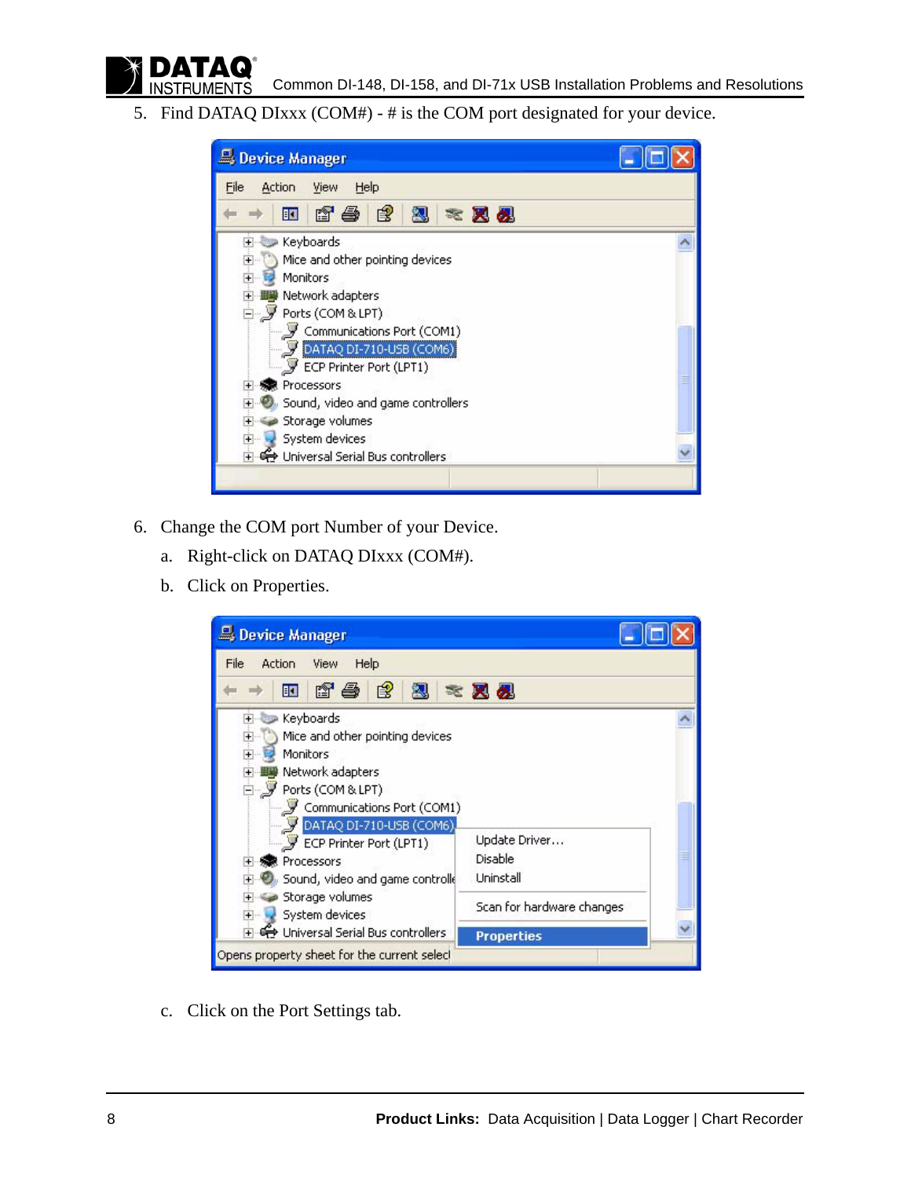5. Find DATAQ DIxxx (COM#) - # is the COM port designated for your device.

6. Change the COM port Number of your Device.

   a. Right-click on DATAQ DIxxx (COM#).

   b. Click on Properties.

   c. Click on the Port Settings tab.

**Product Links:** Data Acquisition | Data Logger | Chart Recorder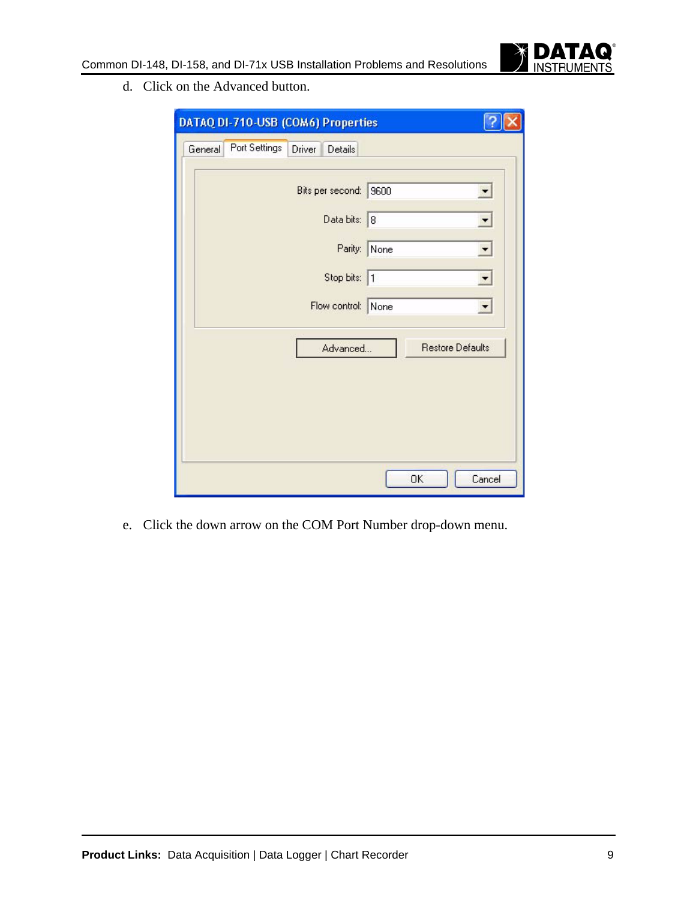d. Click on the Advanced button.

e. Click the down arrow on the COM Port Number drop-down menu.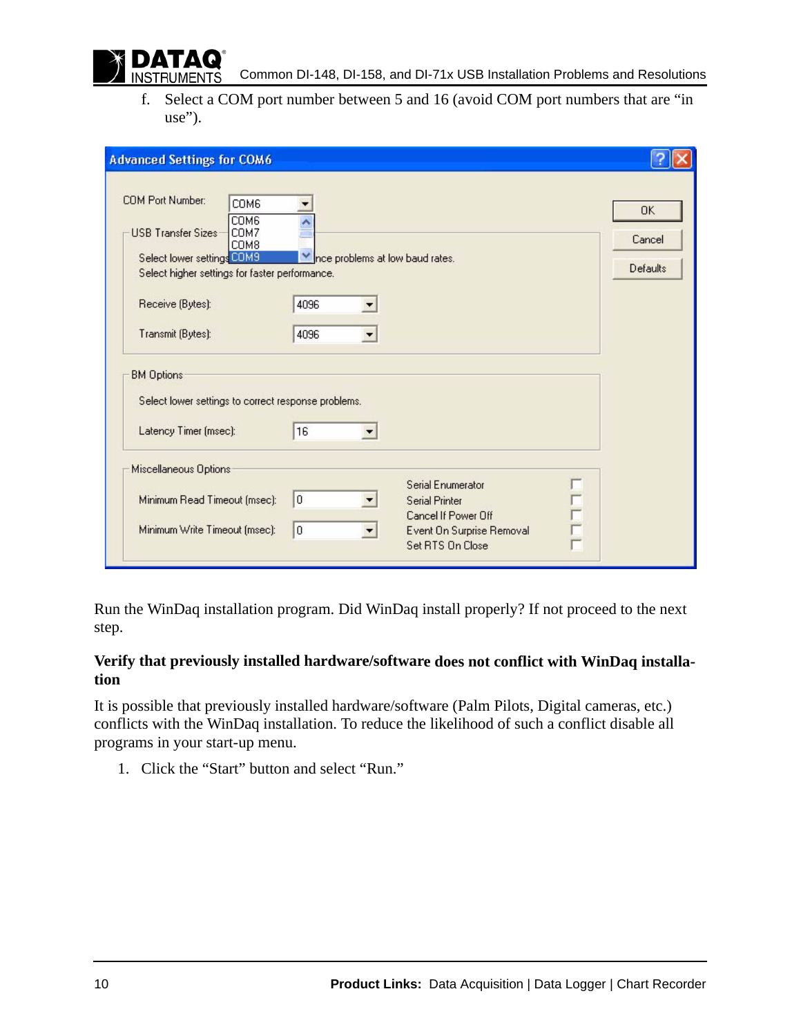f. Select a COM port number between 5 and 16 (avoid COM port numbers that are “in use”).

Run the WinDaq installation program. Did WinDaq install properly? If not proceed to the next step.

**Verify that previously installed hardware/software does not conflict with WinDaq installation**

It is possible that previously installed hardware/software (Palm Pilots, Digital cameras, etc.) conflicts with the WinDaq installation. To reduce the likelihood of such a conflict disable all programs in your start-up menu.

1. Click the “Start” button and select “Run.”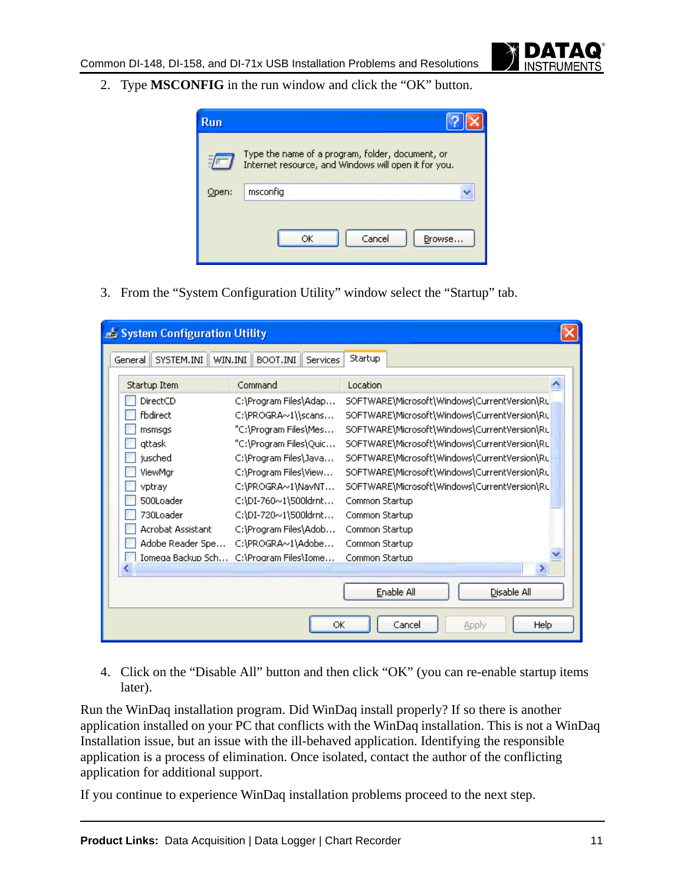2. Type **MSCONFIG** in the run window and click the "OK" button.

3. From the "System Configuration Utility" window select the "Startup" tab.

4. Click on the "Disable All" button and then click "OK" (you can re-enable startup items later).

Run the WinDaq installation program. Did WinDaq install properly? If so there is another application installed on your PC that conflicts with the WinDaq installation. This is not a WinDaq Installation issue, but an issue with the ill-behaved application. Identifying the responsible application is a process of elimination. Once isolated, contact the author of the conflicting application for additional support.

If you continue to experience WinDaq installation problems proceed to the next step.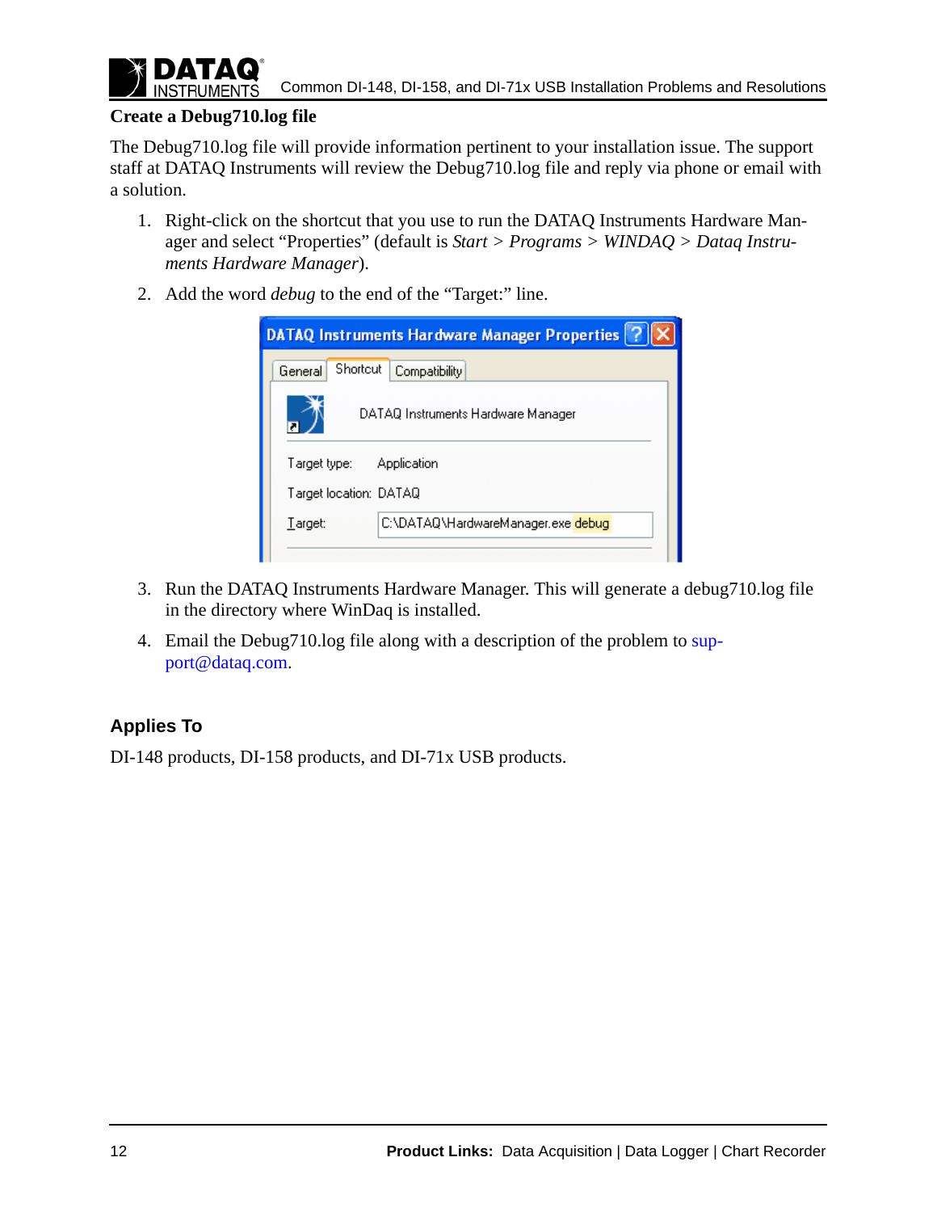## Create a Debug710.log file

The Debug710.log file will provide information pertinent to your installation issue. The support staff at DATAQ Instruments will review the Debug710.log file and reply via phone or email with a solution.

1. Right-click on the shortcut that you use to run the DATAQ Instruments Hardware Manager and select "Properties" (default is *Start* > *Programs* > *WINDAQ* > *Dataq Instruments Hardware Manager*).
2. Add the word *debug* to the end of the "Target:" line.
3. Run the DATAQ Instruments Hardware Manager. This will generate a debug710.log file in the directory where WinDaq is installed.
4. Email the Debug710.log file along with a description of the problem to support@dataq.com.

### Applies To

DI-148 products, DI-158 products, and DI-71x USB products.